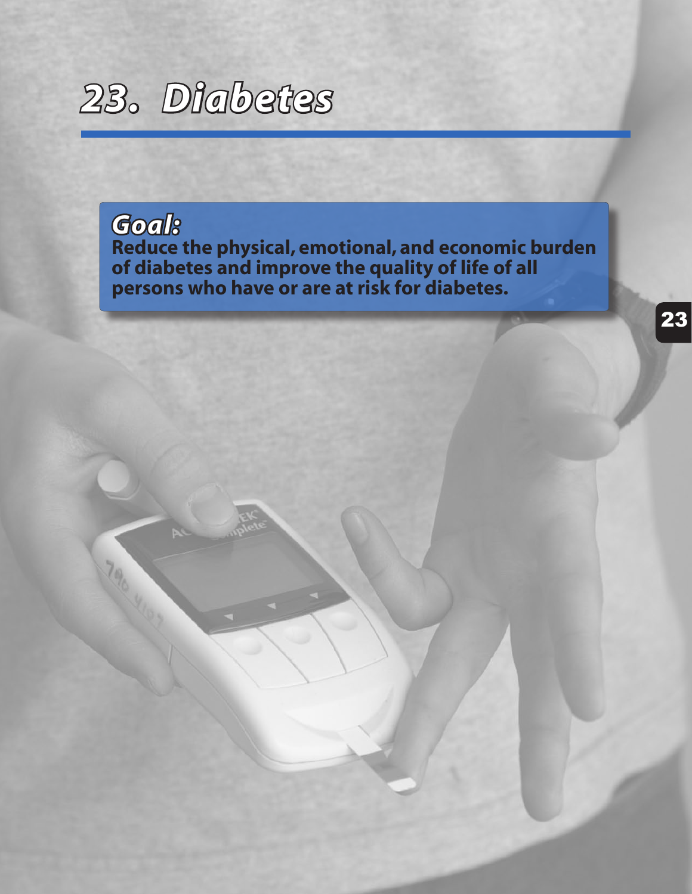# 23. Diabetes

## *Goal:*

**Reduce the physical, emotional, and economic burden of diabetes and improve the quality of life of all persons who have or are at risk for diabetes.**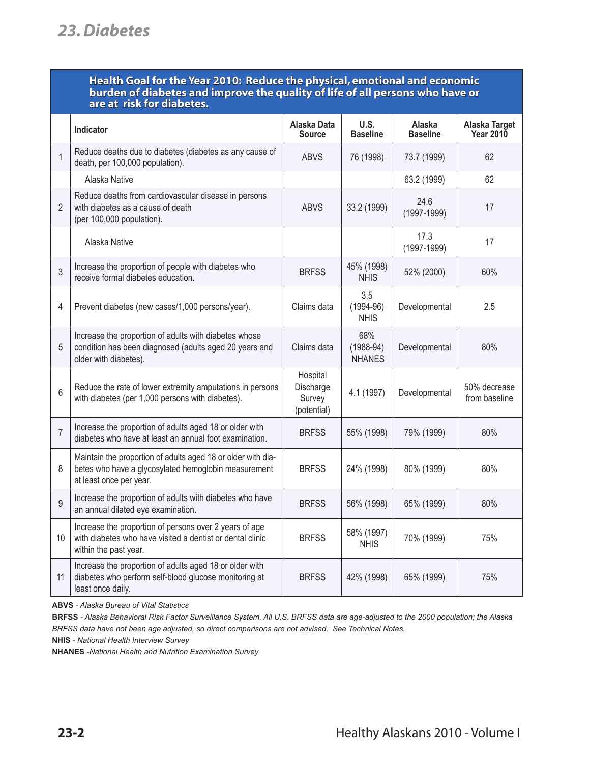## 23. Diabetes

| | Health Goal for the Year 2010: Reduce the physical, emotional and economic burden of diabetes and improve the quality of life of all persons who have or are at risk for diabetes. | | | | |
|---|---|---|---|---|---|
| | **Indicator** | **Alaska Data Source** | **U.S. Baseline** | **Alaska Baseline** | **Alaska Target Year 2010** |
| 1 | Reduce deaths due to diabetes (diabetes as any cause of death, per 100,000 population). | ABVS | 76 (1998) | 73.7 (1999) | 62 |
| | Alaska Native | | | 63.2 (1999) | 62 |
| 2 | Reduce deaths from cardiovascular disease in persons with diabetes as a cause of death (per 100,000 population). | ABVS | 33.2 (1999) | 24.6 (1997-1999) | 17 |
| | Alaska Native | | | 17.3 (1997-1999) | 17 |
| 3 | Increase the proportion of people with diabetes who receive formal diabetes education. | BRFSS | 45% (1998) NHIS | 52% (2000) | 60% |
| 4 | Prevent diabetes (new cases/1,000 persons/year). | Claims data | 3.5 (1994-96) NHIS | Developmental | 2.5 |
| 5 | Increase the proportion of adults with diabetes whose condition has been diagnosed (adults aged 20 years and older with diabetes). | Claims data | 68% (1988-94) NHANES | Developmental | 80% |
| 6 | Reduce the rate of lower extremity amputations in persons with diabetes (per 1,000 persons with diabetes). | Hospital Discharge Survey (potential) | 4.1 (1997) | Developmental | 50% decrease from baseline |
| 7 | Increase the proportion of adults aged 18 or older with diabetes who have at least an annual foot examination. | BRFSS | 55% (1998) | 79% (1999) | 80% |
| 8 | Maintain the proportion of adults aged 18 or older with diabetes who have a glycosylated hemoglobin measurement at least once per year. | BRFSS | 24% (1998) | 80% (1999) | 80% |
| 9 | Increase the proportion of adults with diabetes who have an annual dilated eye examination. | BRFSS | 56% (1998) | 65% (1999) | 80% |
| 10 | Increase the proportion of persons over 2 years of age with diabetes who have visited a dentist or dental clinic within the past year. | BRFSS | 58% (1997) NHIS | 70% (1999) | 75% |
| 11 | Increase the proportion of adults aged 18 or older with diabetes who perform self-blood glucose monitoring at least once daily. | BRFSS | 42% (1998) | 65% (1999) | 75% |

**ABVS** - *Alaska Bureau of Vital Statistics*

**BRFSS** - *Alaska Behavioral Risk Factor Surveillance System. All U.S. BRFSS data are age-adjusted to the 2000 population; the Alaska BRFSS data have not been age adjusted, so direct comparisons are not advised. See Technical Notes.*

**NHIS** - *National Health Interview Survey*

**NHANES** -*National Health and Nutrition Examination Survey*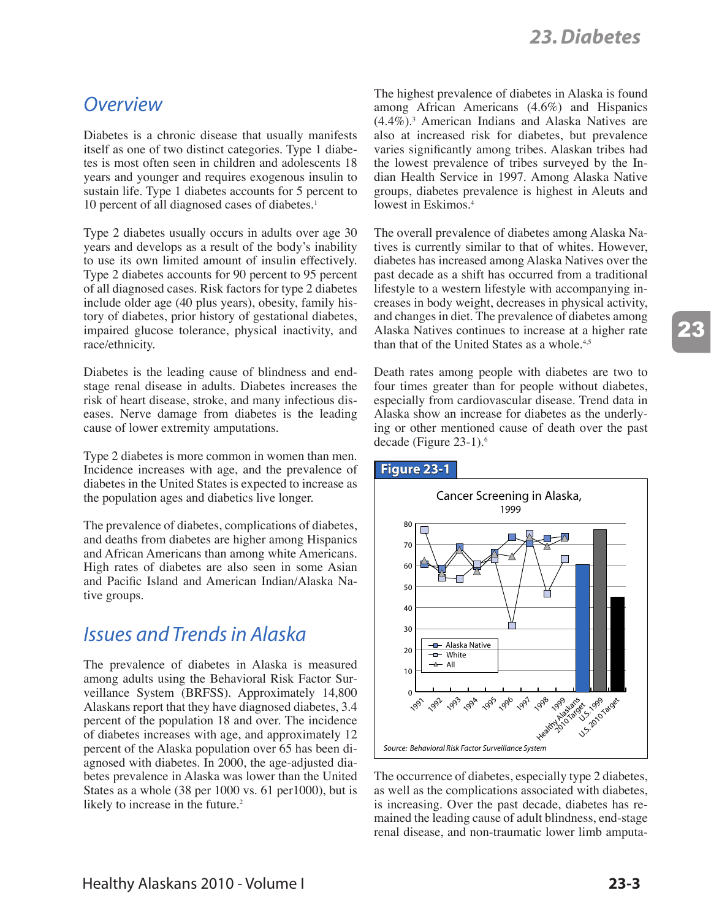## Overview

Diabetes is a chronic disease that usually manifests itself as one of two distinct categories. Type 1 diabetes is most often seen in children and adolescents 18 years and younger and requires exogenous insulin to sustain life. Type 1 diabetes accounts for 5 percent to 10 percent of all diagnosed cases of diabetes.[1]

Type 2 diabetes usually occurs in adults over age 30 years and develops as a result of the body's inability to use its own limited amount of insulin effectively. Type 2 diabetes accounts for 90 percent to 95 percent of all diagnosed cases. Risk factors for type 2 diabetes include older age (40 plus years), obesity, family history of diabetes, prior history of gestational diabetes, impaired glucose tolerance, physical inactivity, and race/ethnicity.

Diabetes is the leading cause of blindness and end-stage renal disease in adults. Diabetes increases the risk of heart disease, stroke, and many infectious diseases. Nerve damage from diabetes is the leading cause of lower extremity amputations.

Type 2 diabetes is more common in women than men. Incidence increases with age, and the prevalence of diabetes in the United States is expected to increase as the population ages and diabetics live longer.

The prevalence of diabetes, complications of diabetes, and deaths from diabetes are higher among Hispanics and African Americans than among white Americans. High rates of diabetes are also seen in some Asian and Pacific Island and American Indian/Alaska Native groups.

## Issues and Trends in Alaska

The prevalence of diabetes in Alaska is measured among adults using the Behavioral Risk Factor Surveillance System (BRFSS). Approximately 14,800 Alaskans report that they have diagnosed diabetes, 3.4 percent of the population 18 and over. The incidence of diabetes increases with age, and approximately 12 percent of the Alaska population over 65 has been diagnosed with diabetes. In 2000, the age-adjusted diabetes prevalence in Alaska was lower than the United States as a whole (38 per 1000 vs. 61 per1000), but is likely to increase in the future.[2]

The highest prevalence of diabetes in Alaska is found among African Americans (4.6%) and Hispanics (4.4%).[3] American Indians and Alaska Natives are also at increased risk for diabetes, but prevalence varies significantly among tribes. Alaskan tribes had the lowest prevalence of tribes surveyed by the Indian Health Service in 1997. Among Alaska Native groups, diabetes prevalence is highest in Aleuts and lowest in Eskimos.[4]

The overall prevalence of diabetes among Alaska Natives is currently similar to that of whites. However, diabetes has increased among Alaska Natives over the past decade as a shift has occurred from a traditional lifestyle to a western lifestyle with accompanying increases in body weight, decreases in physical activity, and changes in diet. The prevalence of diabetes among Alaska Natives continues to increase at a higher rate than that of the United States as a whole.[4,5]

Death rates among people with diabetes are two to four times greater than for people without diabetes, especially from cardiovascular disease. Trend data in Alaska show an increase for diabetes as the underlying or other mentioned cause of death over the past decade (Figure 23-1).[6]

**Figure 23-1**

Cancer Screening in Alaska, 1999

Legend: Alaska Native, White, All

X-axis: 1991, 1992, 1993, 1994, 1995, 1996, 1997, 1998, 1999, Healthy Alaskans 2010 Target, U.S. 1999, U.S. 2010 Target

Source: *Behavioral Risk Factor Surveillance System*

The occurrence of diabetes, especially type 2 diabetes, as well as the complications associated with diabetes, is increasing. Over the past decade, diabetes has remained the leading cause of adult blindness, end-stage renal disease, and non-traumatic lower limb amputa-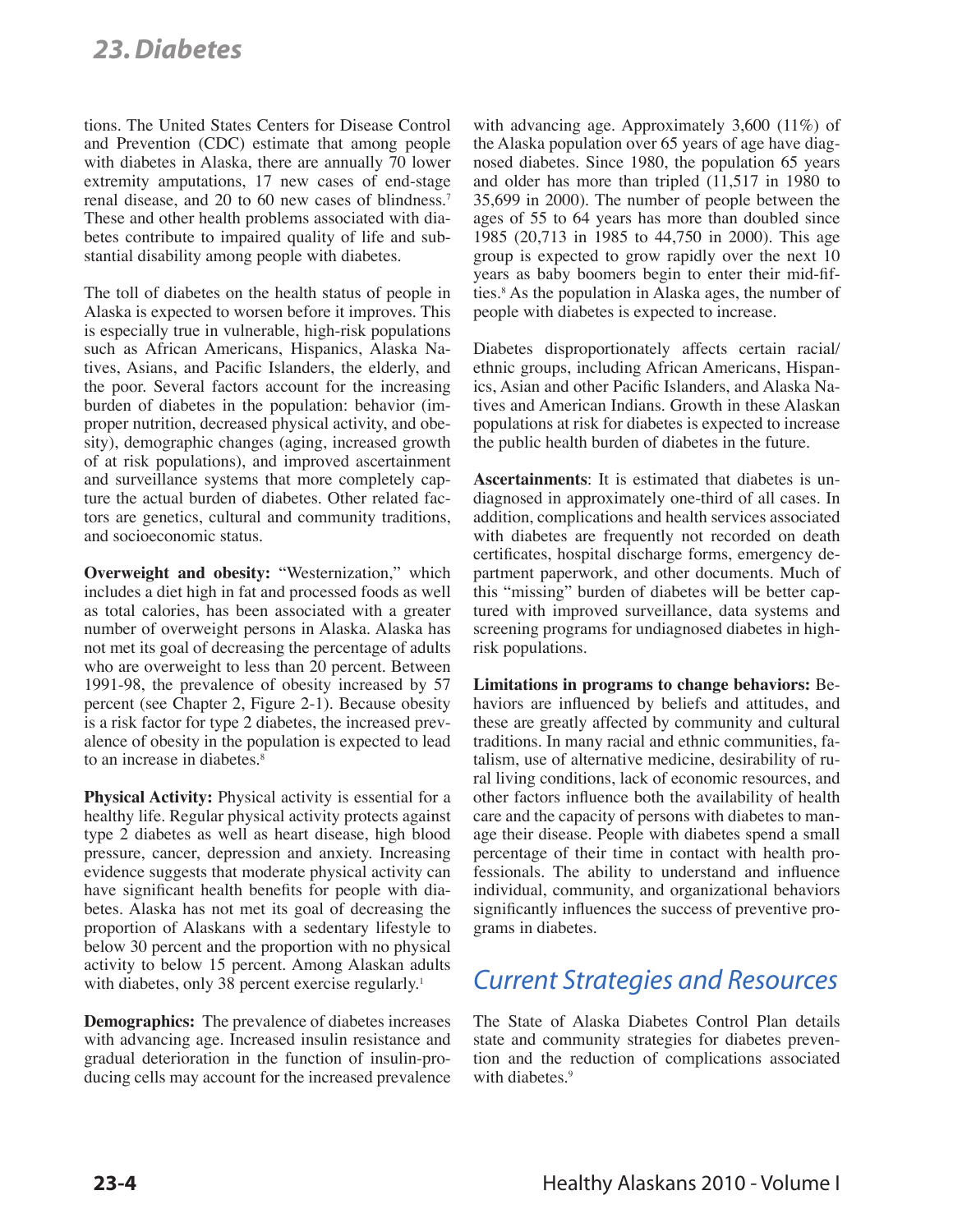tions. The United States Centers for Disease Control and Prevention (CDC) estimate that among people with diabetes in Alaska, there are annually 70 lower extremity amputations, 17 new cases of end-stage renal disease, and 20 to 60 new cases of blindness.[7] These and other health problems associated with diabetes contribute to impaired quality of life and substantial disability among people with diabetes.

The toll of diabetes on the health status of people in Alaska is expected to worsen before it improves. This is especially true in vulnerable, high-risk populations such as African Americans, Hispanics, Alaska Natives, Asians, and Pacific Islanders, the elderly, and the poor. Several factors account for the increasing burden of diabetes in the population: behavior (improper nutrition, decreased physical activity, and obesity), demographic changes (aging, increased growth of at risk populations), and improved ascertainment and surveillance systems that more completely capture the actual burden of diabetes. Other related factors are genetics, cultural and community traditions, and socioeconomic status.

**Overweight and obesity:** "Westernization," which includes a diet high in fat and processed foods as well as total calories, has been associated with a greater number of overweight persons in Alaska. Alaska has not met its goal of decreasing the percentage of adults who are overweight to less than 20 percent. Between 1991-98, the prevalence of obesity increased by 57 percent (see Chapter 2, Figure 2-1). Because obesity is a risk factor for type 2 diabetes, the increased prevalence of obesity in the population is expected to lead to an increase in diabetes.[8]

**Physical Activity:** Physical activity is essential for a healthy life. Regular physical activity protects against type 2 diabetes as well as heart disease, high blood pressure, cancer, depression and anxiety. Increasing evidence suggests that moderate physical activity can have significant health benefits for people with diabetes. Alaska has not met its goal of decreasing the proportion of Alaskans with a sedentary lifestyle to below 30 percent and the proportion with no physical activity to below 15 percent. Among Alaskan adults with diabetes, only 38 percent exercise regularly.[1]

**Demographics:** The prevalence of diabetes increases with advancing age. Increased insulin resistance and gradual deterioration in the function of insulin-producing cells may account for the increased prevalence with advancing age. Approximately 3,600 (11%) of the Alaska population over 65 years of age have diagnosed diabetes. Since 1980, the population 65 years and older has more than tripled (11,517 in 1980 to 35,699 in 2000). The number of people between the ages of 55 to 64 years has more than doubled since 1985 (20,713 in 1985 to 44,750 in 2000). This age group is expected to grow rapidly over the next 10 years as baby boomers begin to enter their mid-fifties.[8] As the population in Alaska ages, the number of people with diabetes is expected to increase.

Diabetes disproportionately affects certain racial/ethnic groups, including African Americans, Hispanics, Asian and other Pacific Islanders, and Alaska Natives and American Indians. Growth in these Alaskan populations at risk for diabetes is expected to increase the public health burden of diabetes in the future.

**Ascertainments**: It is estimated that diabetes is undiagnosed in approximately one-third of all cases. In addition, complications and health services associated with diabetes are frequently not recorded on death certificates, hospital discharge forms, emergency department paperwork, and other documents. Much of this "missing" burden of diabetes will be better captured with improved surveillance, data systems and screening programs for undiagnosed diabetes in high-risk populations.

**Limitations in programs to change behaviors:** Behaviors are influenced by beliefs and attitudes, and these are greatly affected by community and cultural traditions. In many racial and ethnic communities, fatalism, use of alternative medicine, desirability of rural living conditions, lack of economic resources, and other factors influence both the availability of health care and the capacity of persons with diabetes to manage their disease. People with diabetes spend a small percentage of their time in contact with health professionals. The ability to understand and influence individual, community, and organizational behaviors significantly influences the success of preventive programs in diabetes.

## *Current Strategies and Resources*

The State of Alaska Diabetes Control Plan details state and community strategies for diabetes prevention and the reduction of complications associated with diabetes.[9]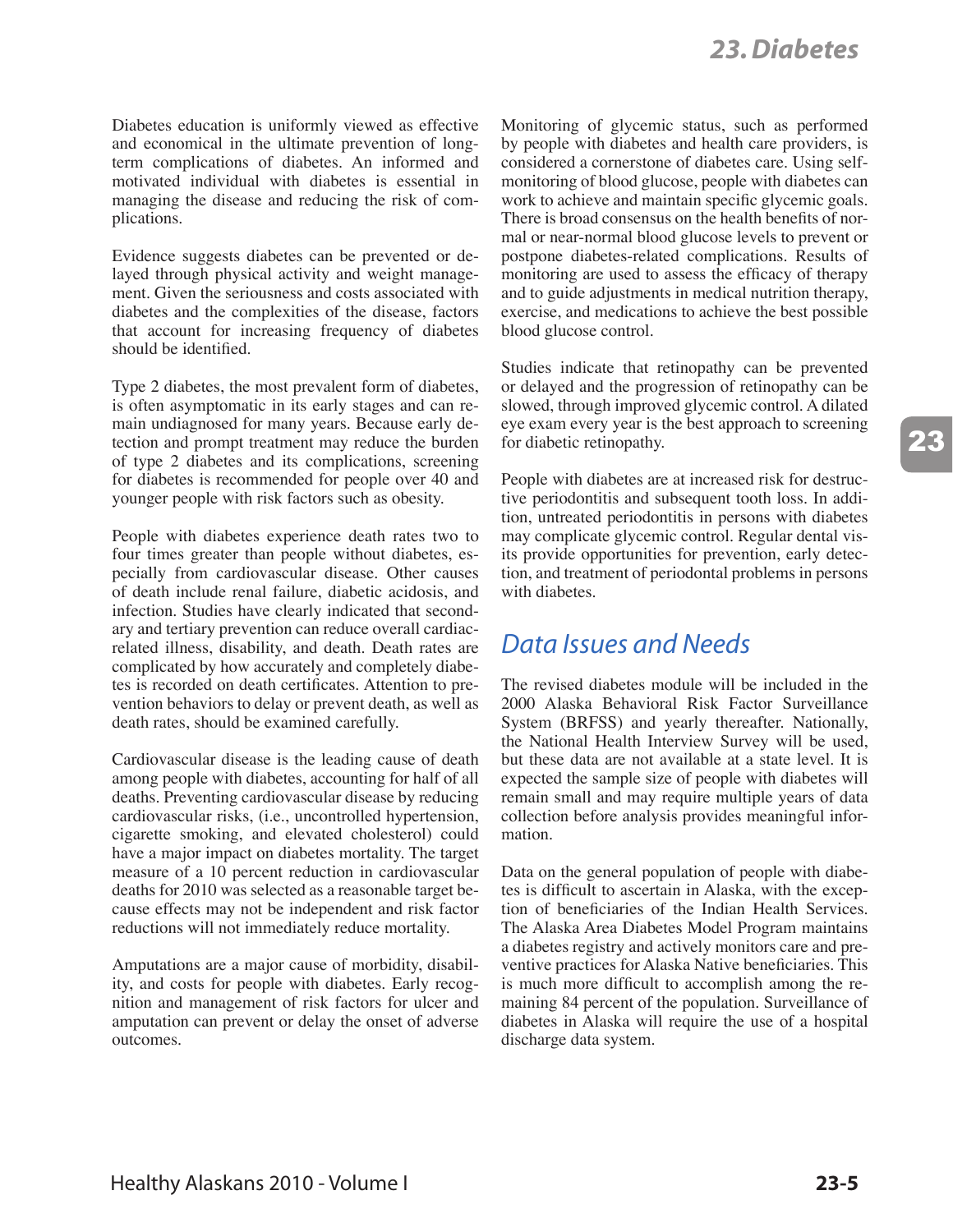Diabetes education is uniformly viewed as effective and economical in the ultimate prevention of long-term complications of diabetes. An informed and motivated individual with diabetes is essential in managing the disease and reducing the risk of complications.

Evidence suggests diabetes can be prevented or delayed through physical activity and weight management. Given the seriousness and costs associated with diabetes and the complexities of the disease, factors that account for increasing frequency of diabetes should be identified.

Type 2 diabetes, the most prevalent form of diabetes, is often asymptomatic in its early stages and can remain undiagnosed for many years. Because early detection and prompt treatment may reduce the burden of type 2 diabetes and its complications, screening for diabetes is recommended for people over 40 and younger people with risk factors such as obesity.

People with diabetes experience death rates two to four times greater than people without diabetes, especially from cardiovascular disease. Other causes of death include renal failure, diabetic acidosis, and infection. Studies have clearly indicated that secondary and tertiary prevention can reduce overall cardiac-related illness, disability, and death. Death rates are complicated by how accurately and completely diabetes is recorded on death certificates. Attention to prevention behaviors to delay or prevent death, as well as death rates, should be examined carefully.

Cardiovascular disease is the leading cause of death among people with diabetes, accounting for half of all deaths. Preventing cardiovascular disease by reducing cardiovascular risks, (i.e., uncontrolled hypertension, cigarette smoking, and elevated cholesterol) could have a major impact on diabetes mortality. The target measure of a 10 percent reduction in cardiovascular deaths for 2010 was selected as a reasonable target because effects may not be independent and risk factor reductions will not immediately reduce mortality.

Amputations are a major cause of morbidity, disability, and costs for people with diabetes. Early recognition and management of risk factors for ulcer and amputation can prevent or delay the onset of adverse outcomes.

Monitoring of glycemic status, such as performed by people with diabetes and health care providers, is considered a cornerstone of diabetes care. Using self-monitoring of blood glucose, people with diabetes can work to achieve and maintain specific glycemic goals. There is broad consensus on the health benefits of normal or near-normal blood glucose levels to prevent or postpone diabetes-related complications. Results of monitoring are used to assess the efficacy of therapy and to guide adjustments in medical nutrition therapy, exercise, and medications to achieve the best possible blood glucose control.

Studies indicate that retinopathy can be prevented or delayed and the progression of retinopathy can be slowed, through improved glycemic control. A dilated eye exam every year is the best approach to screening for diabetic retinopathy.

People with diabetes are at increased risk for destructive periodontitis and subsequent tooth loss. In addition, untreated periodontitis in persons with diabetes may complicate glycemic control. Regular dental visits provide opportunities for prevention, early detection, and treatment of periodontal problems in persons with diabetes.

## Data Issues and Needs

The revised diabetes module will be included in the 2000 Alaska Behavioral Risk Factor Surveillance System (BRFSS) and yearly thereafter. Nationally, the National Health Interview Survey will be used, but these data are not available at a state level. It is expected the sample size of people with diabetes will remain small and may require multiple years of data collection before analysis provides meaningful information.

Data on the general population of people with diabetes is difficult to ascertain in Alaska, with the exception of beneficiaries of the Indian Health Services. The Alaska Area Diabetes Model Program maintains a diabetes registry and actively monitors care and preventive practices for Alaska Native beneficiaries. This is much more difficult to accomplish among the remaining 84 percent of the population. Surveillance of diabetes in Alaska will require the use of a hospital discharge data system.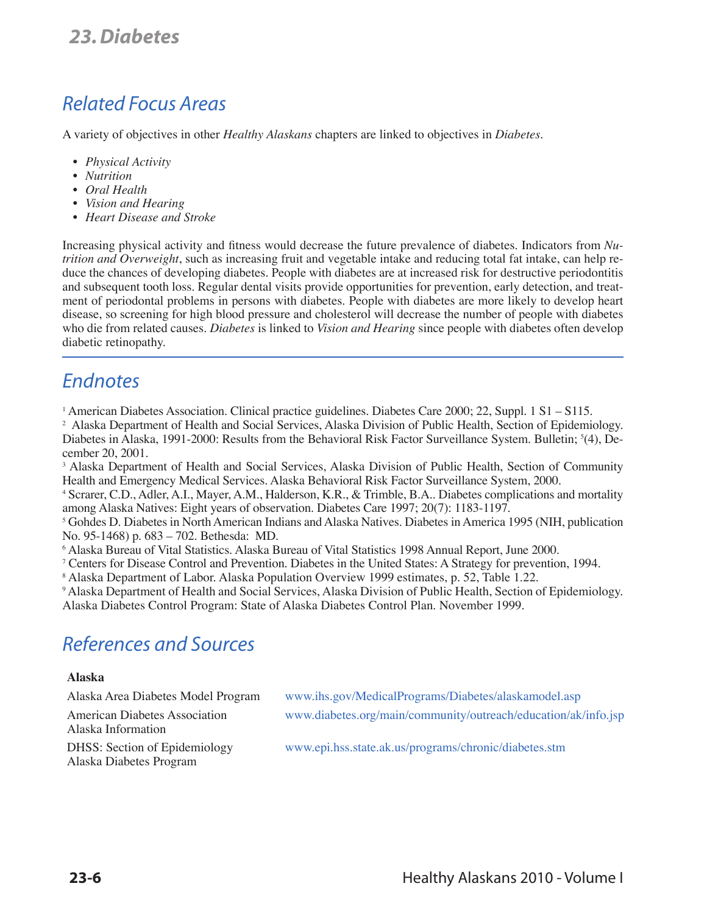## 23. Diabetes

## Related Focus Areas

A variety of objectives in other *Healthy Alaskans* chapters are linked to objectives in *Diabetes*.

- *Physical Activity*
- *Nutrition*
- *Oral Health*
- *Vision and Hearing*
- *Heart Disease and Stroke*

Increasing physical activity and fitness would decrease the future prevalence of diabetes. Indicators from *Nutrition and Overweight*, such as increasing fruit and vegetable intake and reducing total fat intake, can help reduce the chances of developing diabetes. People with diabetes are at increased risk for destructive periodontitis and subsequent tooth loss. Regular dental visits provide opportunities for prevention, early detection, and treatment of periodontal problems in persons with diabetes. People with diabetes are more likely to develop heart disease, so screening for high blood pressure and cholesterol will decrease the number of people with diabetes who die from related causes. *Diabetes* is linked to *Vision and Hearing* since people with diabetes often develop diabetic retinopathy.

## Endnotes

[1] American Diabetes Association. Clinical practice guidelines. Diabetes Care 2000; 22, Suppl. 1 S1 – S115.

[2] Alaska Department of Health and Social Services, Alaska Division of Public Health, Section of Epidemiology. Diabetes in Alaska, 1991-2000: Results from the Behavioral Risk Factor Surveillance System. Bulletin; [5](4), December 20, 2001.

[3] Alaska Department of Health and Social Services, Alaska Division of Public Health, Section of Community Health and Emergency Medical Services. Alaska Behavioral Risk Factor Surveillance System, 2000.

[4] Scrarer, C.D., Adler, A.I., Mayer, A.M., Halderson, K.R., & Trimble, B.A.. Diabetes complications and mortality among Alaska Natives: Eight years of observation. Diabetes Care 1997; 20(7): 1183-1197.

[5] Gohdes D. Diabetes in North American Indians and Alaska Natives. Diabetes in America 1995 (NIH, publication No. 95-1468) p. 683 – 702. Bethesda: MD.

[6] Alaska Bureau of Vital Statistics. Alaska Bureau of Vital Statistics 1998 Annual Report, June 2000.

[7] Centers for Disease Control and Prevention. Diabetes in the United States: A Strategy for prevention, 1994.

[8] Alaska Department of Labor. Alaska Population Overview 1999 estimates, p. 52, Table 1.22.

[9] Alaska Department of Health and Social Services, Alaska Division of Public Health, Section of Epidemiology. Alaska Diabetes Control Program: State of Alaska Diabetes Control Plan. November 1999.

## References and Sources

**Alaska**

| | |
|---|---|
| Alaska Area Diabetes Model Program | www.ihs.gov/MedicalPrograms/Diabetes/alaskamodel.asp |
| American Diabetes Association Alaska Information | www.diabetes.org/main/community/outreach/education/ak/info.jsp |
| DHSS: Section of Epidemiology Alaska Diabetes Program | www.epi.hss.state.ak.us/programs/chronic/diabetes.stm |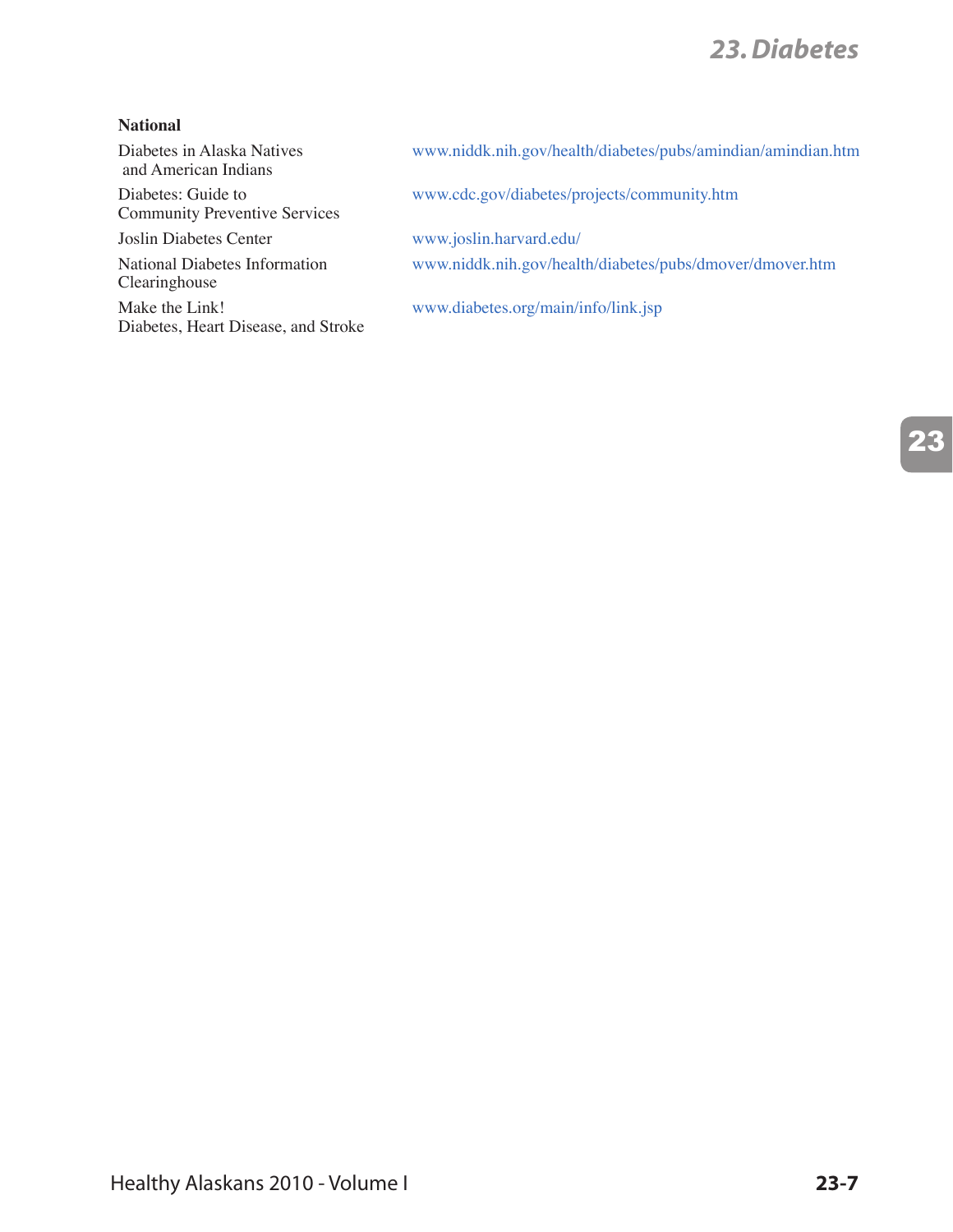**National**

| | |
|---|---|
| Diabetes in Alaska Natives and American Indians | www.niddk.nih.gov/health/diabetes/pubs/amindian/amindian.htm |
| Diabetes: Guide to Community Preventive Services | www.cdc.gov/diabetes/projects/community.htm |
| Joslin Diabetes Center | www.joslin.harvard.edu/ |
| National Diabetes Information Clearinghouse | www.niddk.nih.gov/health/diabetes/pubs/dmover/dmover.htm |
| Make the Link! Diabetes, Heart Disease, and Stroke | www.diabetes.org/main/info/link.jsp |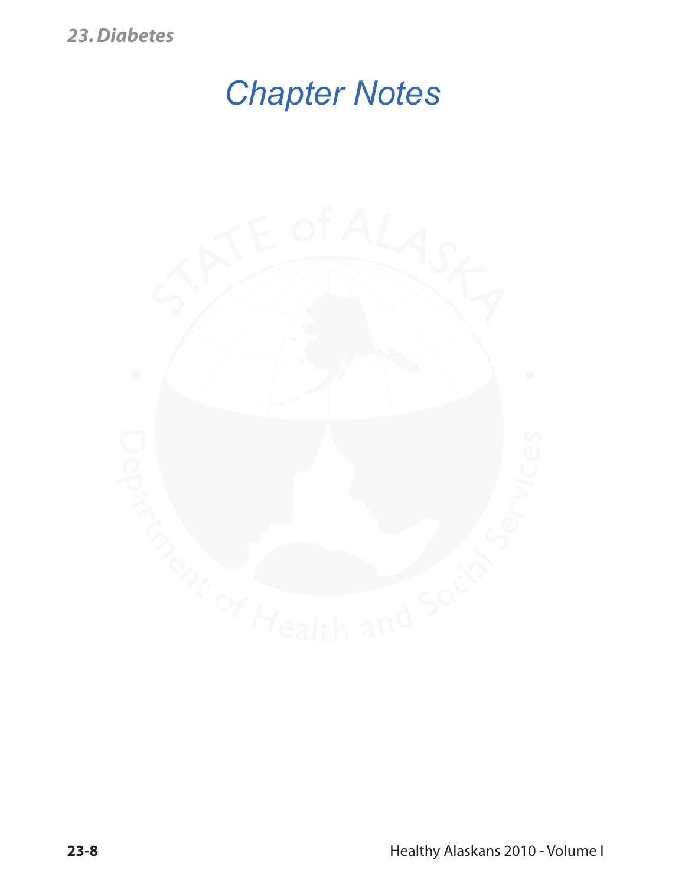# Chapter Notes